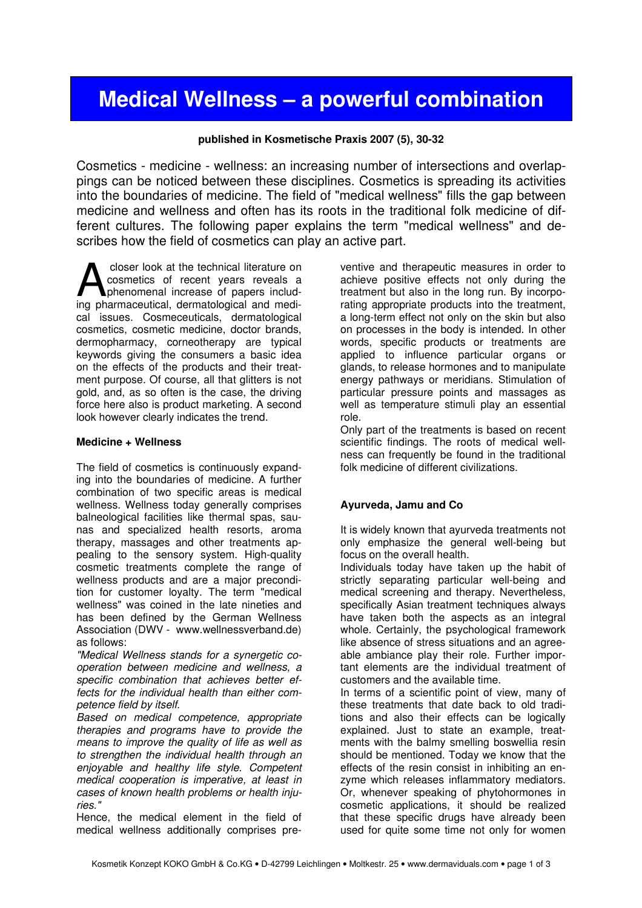# Medical Wellness – a powerful combination

**published in Kosmetische Praxis 2007 (5), 30-32**

Cosmetics - medicine - wellness: an increasing number of intersections and overlappings can be noticed between these disciplines. Cosmetics is spreading its activities into the boundaries of medicine. The field of "medical wellness" fills the gap between medicine and wellness and often has its roots in the traditional folk medicine of different cultures. The following paper explains the term "medical wellness" and describes how the field of cosmetics can play an active part.

A closer look at the technical literature on cosmetics of recent years reveals a phenomenal increase of papers including pharmaceutical, dermatological and medical issues. Cosmeceuticals, dermatological cosmetics, cosmetic medicine, doctor brands, dermopharmacy, corneotherapy are typical keywords giving the consumers a basic idea on the effects of the products and their treatment purpose. Of course, all that glitters is not gold, and, as so often is the case, the driving force here also is product marketing. A second look however clearly indicates the trend.

### Medicine + Wellness

The field of cosmetics is continuously expanding into the boundaries of medicine. A further combination of two specific areas is medical wellness. Wellness today generally comprises balneological facilities like thermal spas, saunas and specialized health resorts, aroma therapy, massages and other treatments appealing to the sensory system. High-quality cosmetic treatments complete the range of wellness products and are a major precondition for customer loyalty. The term "medical wellness" was coined in the late nineties and has been defined by the German Wellness Association (DWV - www.wellnessverband.de) as follows:

*"Medical Wellness stands for a synergetic cooperation between medicine and wellness, a specific combination that achieves better effects for the individual health than either competence field by itself.*

*Based on medical competence, appropriate therapies and programs have to provide the means to improve the quality of life as well as to strengthen the individual health through an enjoyable and healthy life style. Competent medical cooperation is imperative, at least in cases of known health problems or health injuries."*

Hence, the medical element in the field of medical wellness additionally comprises preventive and therapeutic measures in order to achieve positive effects not only during the treatment but also in the long run. By incorporating appropriate products into the treatment, a long-term effect not only on the skin but also on processes in the body is intended. In other words, specific products or treatments are applied to influence particular organs or glands, to release hormones and to manipulate energy pathways or meridians. Stimulation of particular pressure points and massages as well as temperature stimuli play an essential role.

Only part of the treatments is based on recent scientific findings. The roots of medical wellness can frequently be found in the traditional folk medicine of different civilizations.

### Ayurveda, Jamu and Co

It is widely known that ayurveda treatments not only emphasize the general well-being but focus on the overall health.

Individuals today have taken up the habit of strictly separating particular well-being and medical screening and therapy. Nevertheless, specifically Asian treatment techniques always have taken both the aspects as an integral whole. Certainly, the psychological framework like absence of stress situations and an agreeable ambiance play their role. Further important elements are the individual treatment of customers and the available time.

In terms of a scientific point of view, many of these treatments that date back to old traditions and also their effects can be logically explained. Just to state an example, treatments with the balmy smelling boswellia resin should be mentioned. Today we know that the effects of the resin consist in inhibiting an enzyme which releases inflammatory mediators. Or, whenever speaking of phytohormones in cosmetic applications, it should be realized that these specific drugs have already been used for quite some time not only for women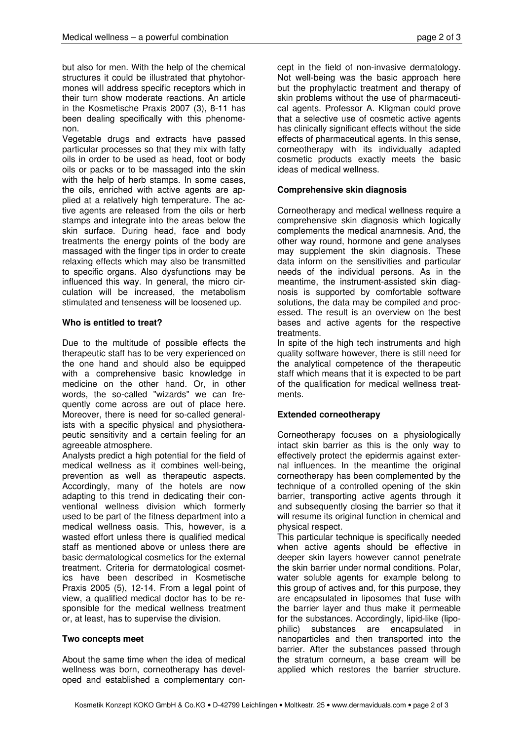but also for men. With the help of the chemical structures it could be illustrated that phytohormones will address specific receptors which in their turn show moderate reactions. An article in the Kosmetische Praxis 2007 (3), 8-11 has been dealing specifically with this phenomenon.

Vegetable drugs and extracts have passed particular processes so that they mix with fatty oils in order to be used as head, foot or body oils or packs or to be massaged into the skin with the help of herb stamps. In some cases, the oils, enriched with active agents are applied at a relatively high temperature. The active agents are released from the oils or herb stamps and integrate into the areas below the skin surface. During head, face and body treatments the energy points of the body are massaged with the finger tips in order to create relaxing effects which may also be transmitted to specific organs. Also dysfunctions may be influenced this way. In general, the micro circulation will be increased, the metabolism stimulated and tenseness will be loosened up.

**Who is entitled to treat?**

Due to the multitude of possible effects the therapeutic staff has to be very experienced on the one hand and should also be equipped with a comprehensive basic knowledge in medicine on the other hand. Or, in other words, the so-called "wizards" we can frequently come across are out of place here. Moreover, there is need for so-called generalists with a specific physical and physiotherapeutic sensitivity and a certain feeling for an agreeable atmosphere.

Analysts predict a high potential for the field of medical wellness as it combines well-being, prevention as well as therapeutic aspects. Accordingly, many of the hotels are now adapting to this trend in dedicating their conventional wellness division which formerly used to be part of the fitness department into a medical wellness oasis. This, however, is a wasted effort unless there is qualified medical staff as mentioned above or unless there are basic dermatological cosmetics for the external treatment. Criteria for dermatological cosmetics have been described in Kosmetische Praxis 2005 (5), 12-14. From a legal point of view, a qualified medical doctor has to be responsible for the medical wellness treatment or, at least, has to supervise the division.

**Two concepts meet**

About the same time when the idea of medical wellness was born, corneotherapy has developed and established a complementary concept in the field of non-invasive dermatology. Not well-being was the basic approach here but the prophylactic treatment and therapy of skin problems without the use of pharmaceutical agents. Professor A. Kligman could prove that a selective use of cosmetic active agents has clinically significant effects without the side effects of pharmaceutical agents. In this sense, corneotherapy with its individually adapted cosmetic products exactly meets the basic ideas of medical wellness.

**Comprehensive skin diagnosis**

Corneotherapy and medical wellness require a comprehensive skin diagnosis which logically complements the medical anamnesis. And, the other way round, hormone and gene analyses may supplement the skin diagnosis. These data inform on the sensitivities and particular needs of the individual persons. As in the meantime, the instrument-assisted skin diagnosis is supported by comfortable software solutions, the data may be compiled and processed. The result is an overview on the best bases and active agents for the respective treatments.

In spite of the high tech instruments and high quality software however, there is still need for the analytical competence of the therapeutic staff which means that it is expected to be part of the qualification for medical wellness treatments.

**Extended corneotherapy**

Corneotherapy focuses on a physiologically intact skin barrier as this is the only way to effectively protect the epidermis against external influences. In the meantime the original corneotherapy has been complemented by the technique of a controlled opening of the skin barrier, transporting active agents through it and subsequently closing the barrier so that it will resume its original function in chemical and physical respect.

This particular technique is specifically needed when active agents should be effective in deeper skin layers however cannot penetrate the skin barrier under normal conditions. Polar, water soluble agents for example belong to this group of actives and, for this purpose, they are encapsulated in liposomes that fuse with the barrier layer and thus make it permeable for the substances. Accordingly, lipid-like (lipophilic) substances are encapsulated in nanoparticles and then transported into the barrier. After the substances passed through the stratum corneum, a base cream will be applied which restores the barrier structure.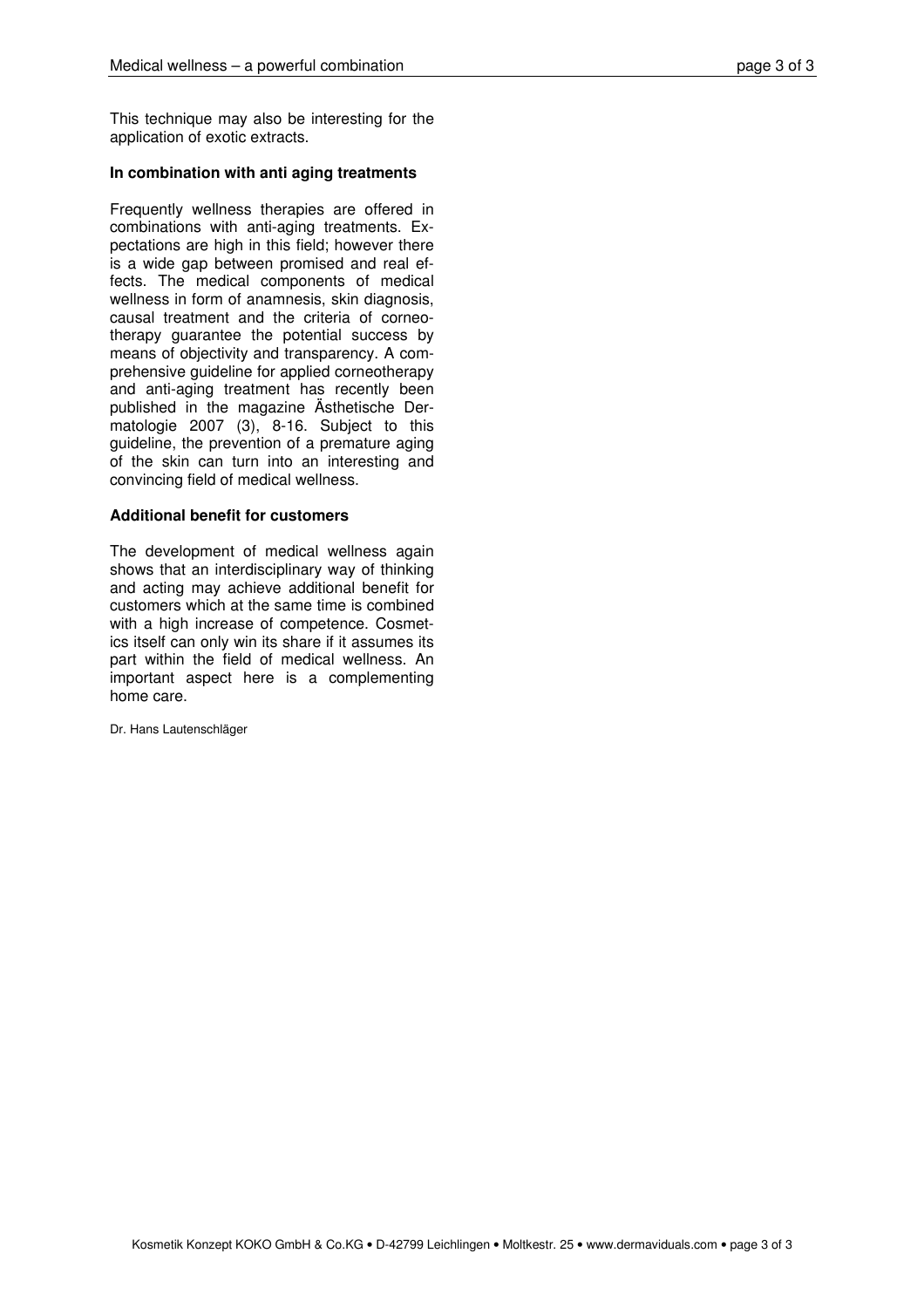This technique may also be interesting for the application of exotic extracts.

**In combination with anti aging treatments**

Frequently wellness therapies are offered in combinations with anti-aging treatments. Expectations are high in this field; however there is a wide gap between promised and real effects. The medical components of medical wellness in form of anamnesis, skin diagnosis, causal treatment and the criteria of corneotherapy guarantee the potential success by means of objectivity and transparency. A comprehensive guideline for applied corneotherapy and anti-aging treatment has recently been published in the magazine Ästhetische Dermatologie 2007 (3), 8-16. Subject to this guideline, the prevention of a premature aging of the skin can turn into an interesting and convincing field of medical wellness.

**Additional benefit for customers**

The development of medical wellness again shows that an interdisciplinary way of thinking and acting may achieve additional benefit for customers which at the same time is combined with a high increase of competence. Cosmetics itself can only win its share if it assumes its part within the field of medical wellness. An important aspect here is a complementing home care.

Dr. Hans Lautenschläger